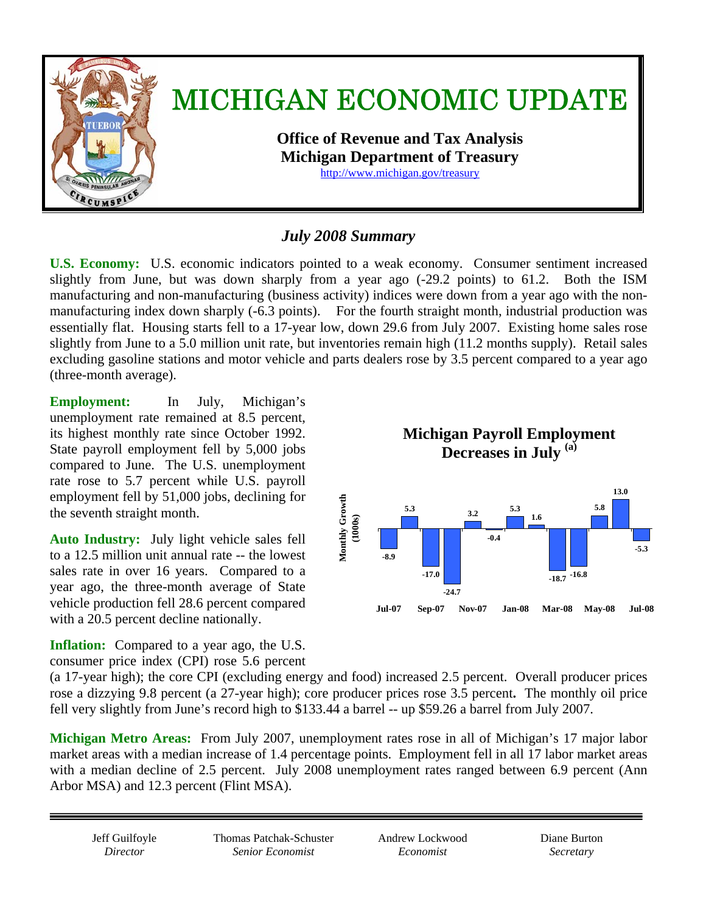# MICHIGAN ECONOMIC UPDATE

**Office of Revenue and Tax Analysis**
**Michigan Department of Treasury**
http://www.michigan.gov/treasury

## *July 2008 Summary*

**U.S. Economy:** U.S. economic indicators pointed to a weak economy. Consumer sentiment increased slightly from June, but was down sharply from a year ago (-29.2 points) to 61.2. Both the ISM manufacturing and non-manufacturing (business activity) indices were down from a year ago with the non-manufacturing index down sharply (-6.3 points). For the fourth straight month, industrial production was essentially flat. Housing starts fell to a 17-year low, down 29.6 from July 2007. Existing home sales rose slightly from June to a 5.0 million unit rate, but inventories remain high (11.2 months supply). Retail sales excluding gasoline stations and motor vehicle and parts dealers rose by 3.5 percent compared to a year ago (three-month average).

**Employment:** In July, Michigan's unemployment rate remained at 8.5 percent, its highest monthly rate since October 1992. State payroll employment fell by 5,000 jobs compared to June. The U.S. unemployment rate rose to 5.7 percent while U.S. payroll employment fell by 51,000 jobs, declining for the seventh straight month.

**Michigan Payroll Employment Decreases in July [(a)]**

Monthly Growth (1000s)

| Month | Jul-07 | Aug-07 | Sep-07 | Oct-07 | Nov-07 | Dec-07 | Jan-08 | Feb-08 | Mar-08 | Apr-08 | May-08 | Jun-08 | Jul-08 |
|---|---|---|---|---|---|---|---|---|---|---|---|---|---|
| Growth | -8.9 | 5.3 | -17.0 | -24.7 | 3.2 | -0.4 | 5.3 | 1.6 | -18.7 | -16.8 | 5.8 | 13.0 | -5.3 |

**Auto Industry:** July light vehicle sales fell to a 12.5 million unit annual rate -- the lowest sales rate in over 16 years. Compared to a year ago, the three-month average of State vehicle production fell 28.6 percent compared with a 20.5 percent decline nationally.

**Inflation:** Compared to a year ago, the U.S. consumer price index (CPI) rose 5.6 percent (a 17-year high); the core CPI (excluding energy and food) increased 2.5 percent. Overall producer prices rose a dizzying 9.8 percent (a 27-year high); core producer prices rose 3.5 percent**.** The monthly oil price fell very slightly from June's record high to $133.44 a barrel -- up $59.26 a barrel from July 2007.

**Michigan Metro Areas:** From July 2007, unemployment rates rose in all of Michigan's 17 major labor market areas with a median increase of 1.4 percentage points. Employment fell in all 17 labor market areas with a median decline of 2.5 percent. July 2008 unemployment rates ranged between 6.9 percent (Ann Arbor MSA) and 12.3 percent (Flint MSA).

---

| Jeff Guilfoyle | Thomas Patchak-Schuster | Andrew Lockwood | Diane Burton |
|---|---|---|---|
| *Director* | *Senior Economist* | *Economist* | *Secretary* |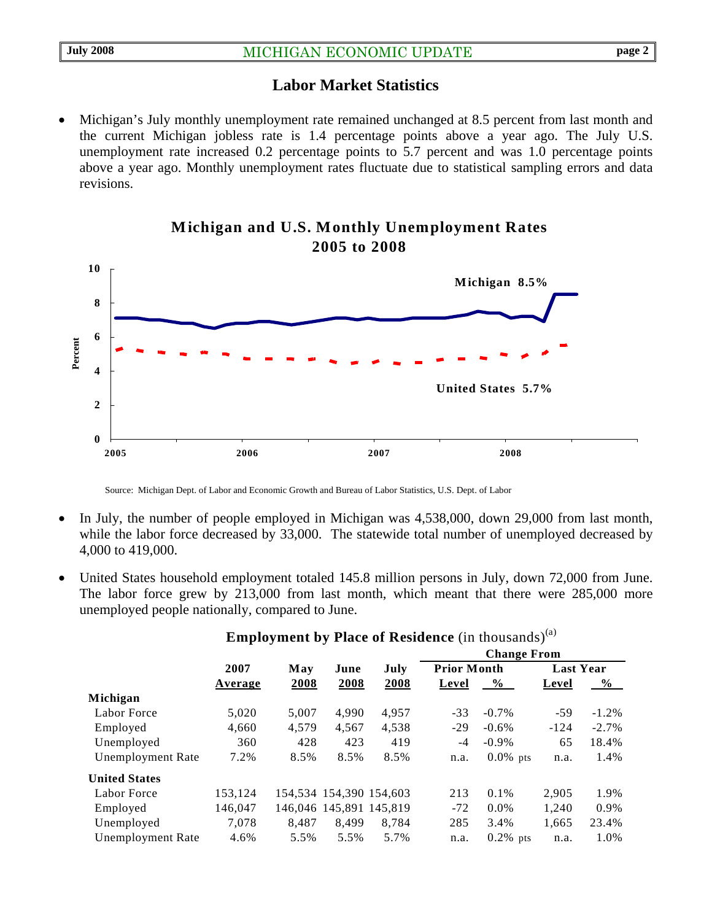## Labor Market Statistics

- Michigan's July monthly unemployment rate remained unchanged at 8.5 percent from last month and the current Michigan jobless rate is 1.4 percentage points above a year ago. The July U.S. unemployment rate increased 0.2 percentage points to 5.7 percent and was 1.0 percentage points above a year ago. Monthly unemployment rates fluctuate due to statistical sampling errors and data revisions.

**Michigan and U.S. Monthly Unemployment Rates 2005 to 2008**

Source: Michigan Dept. of Labor and Economic Growth and Bureau of Labor Statistics, U.S. Dept. of Labor

- In July, the number of people employed in Michigan was 4,538,000, down 29,000 from last month, while the labor force decreased by 33,000. The statewide total number of unemployed decreased by 4,000 to 419,000.

- United States household employment totaled 145.8 million persons in July, down 72,000 from June. The labor force grew by 213,000 from last month, which meant that there were 285,000 more unemployed people nationally, compared to June.

**Employment by Place of Residence** (in thousands)[a]

| | 2007 Average | May 2008 | June 2008 | July 2008 | Change From Prior Month Level | Change From Prior Month % | Change From Last Year Level | Change From Last Year % |
|---|---|---|---|---|---|---|---|---|
| **Michigan** | | | | | | | | |
| Labor Force | 5,020 | 5,007 | 4,990 | 4,957 | -33 | -0.7% | -59 | -1.2% |
| Employed | 4,660 | 4,579 | 4,567 | 4,538 | -29 | -0.6% | -124 | -2.7% |
| Unemployed | 360 | 428 | 423 | 419 | -4 | -0.9% | 65 | 18.4% |
| Unemployment Rate | 7.2% | 8.5% | 8.5% | 8.5% | n.a. | 0.0% pts | n.a. | 1.4% |
| **United States** | | | | | | | | |
| Labor Force | 153,124 | 154,534 | 154,390 | 154,603 | 213 | 0.1% | 2,905 | 1.9% |
| Employed | 146,047 | 146,046 | 145,891 | 145,819 | -72 | 0.0% | 1,240 | 0.9% |
| Unemployed | 7,078 | 8,487 | 8,499 | 8,784 | 285 | 3.4% | 1,665 | 23.4% |
| Unemployment Rate | 4.6% | 5.5% | 5.5% | 5.7% | n.a. | 0.2% pts | n.a. | 1.0% |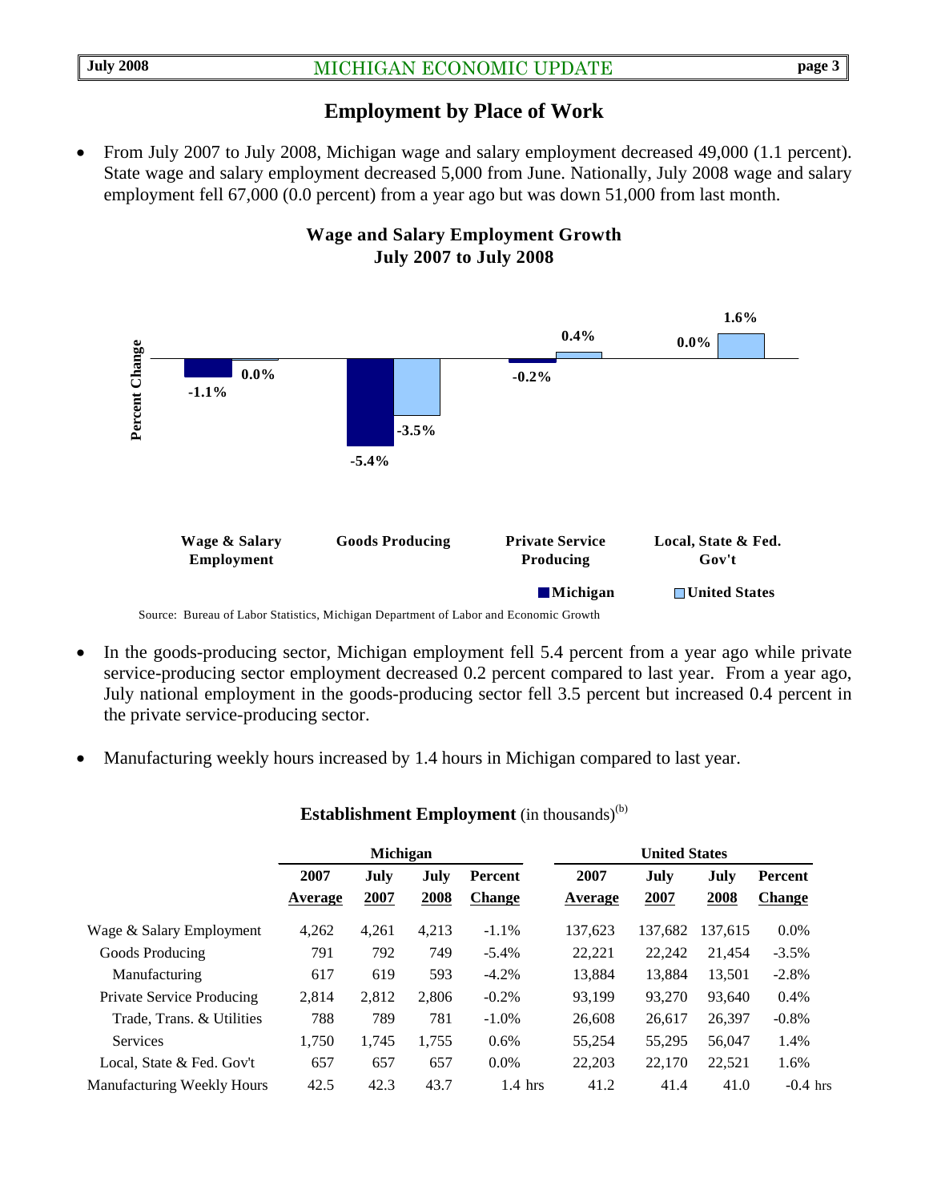## Employment by Place of Work

- From July 2007 to July 2008, Michigan wage and salary employment decreased 49,000 (1.1 percent). State wage and salary employment decreased 5,000 from June. Nationally, July 2008 wage and salary employment fell 67,000 (0.0 percent) from a year ago but was down 51,000 from last month.

**Wage and Salary Employment Growth**
**July 2007 to July 2008**

| Percent Change | Michigan | United States |
|---|---|---|
| Wage & Salary Employment | -1.1% | 0.0% |
| Goods Producing | -5.4% | -3.5% |
| Private Service Producing | -0.2% | 0.4% |
| Local, State & Fed. Gov't | 0.0% | 1.6% |

Source: Bureau of Labor Statistics, Michigan Department of Labor and Economic Growth

- In the goods-producing sector, Michigan employment fell 5.4 percent from a year ago while private service-producing sector employment decreased 0.2 percent compared to last year. From a year ago, July national employment in the goods-producing sector fell 3.5 percent but increased 0.4 percent in the private service-producing sector.

- Manufacturing weekly hours increased by 1.4 hours in Michigan compared to last year.

**Establishment Employment** (in thousands)[b]

| | Michigan | | | | United States | | | |
|---|---|---|---|---|---|---|---|---|
| | 2007 Average | July 2007 | July 2008 | Percent Change | 2007 Average | July 2007 | July 2008 | Percent Change |
| Wage & Salary Employment | 4,262 | 4,261 | 4,213 | -1.1% | 137,623 | 137,682 | 137,615 | 0.0% |
| Goods Producing | 791 | 792 | 749 | -5.4% | 22,221 | 22,242 | 21,454 | -3.5% |
| Manufacturing | 617 | 619 | 593 | -4.2% | 13,884 | 13,884 | 13,501 | -2.8% |
| Private Service Producing | 2,814 | 2,812 | 2,806 | -0.2% | 93,199 | 93,270 | 93,640 | 0.4% |
| Trade, Trans. & Utilities | 788 | 789 | 781 | -1.0% | 26,608 | 26,617 | 26,397 | -0.8% |
| Services | 1,750 | 1,745 | 1,755 | 0.6% | 55,254 | 55,295 | 56,047 | 1.4% |
| Local, State & Fed. Gov't | 657 | 657 | 657 | 0.0% | 22,203 | 22,170 | 22,521 | 1.6% |
| Manufacturing Weekly Hours | 42.5 | 42.3 | 43.7 | 1.4 hrs | 41.2 | 41.4 | 41.0 | -0.4 hrs |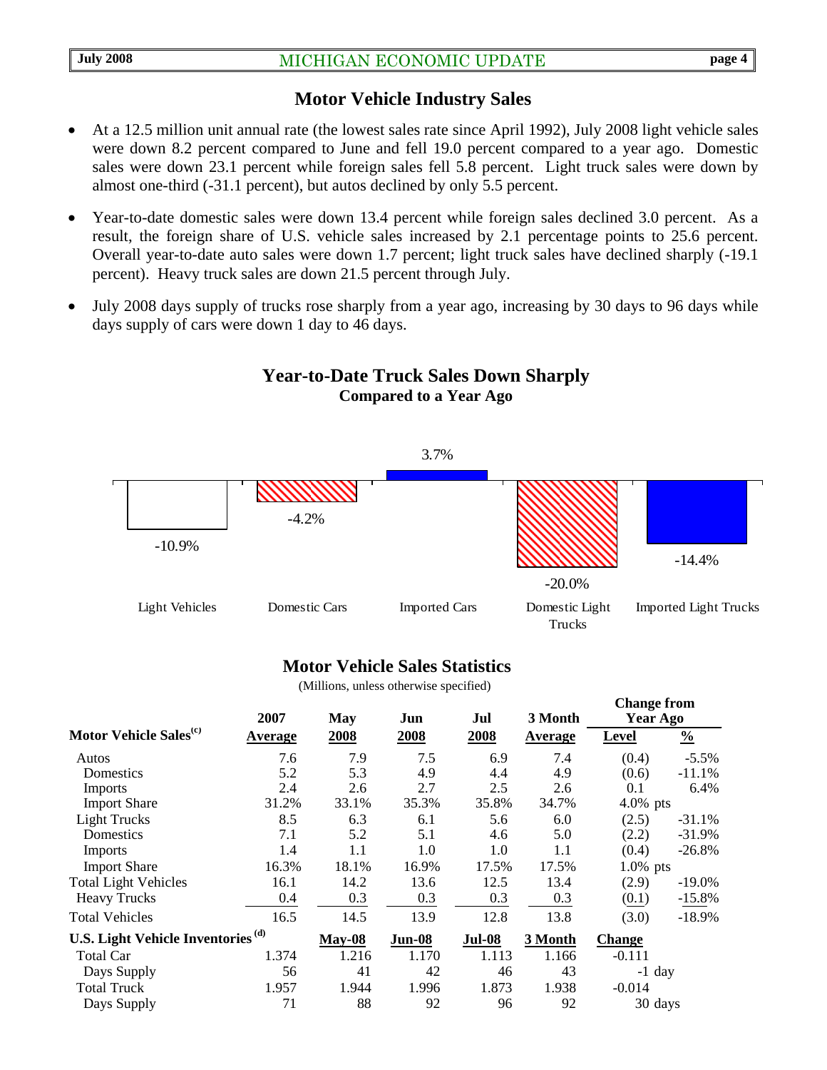## Motor Vehicle Industry Sales

- At a 12.5 million unit annual rate (the lowest sales rate since April 1992), July 2008 light vehicle sales were down 8.2 percent compared to June and fell 19.0 percent compared to a year ago. Domestic sales were down 23.1 percent while foreign sales fell 5.8 percent. Light truck sales were down by almost one-third (-31.1 percent), but autos declined by only 5.5 percent.
- Year-to-date domestic sales were down 13.4 percent while foreign sales declined 3.0 percent. As a result, the foreign share of U.S. vehicle sales increased by 2.1 percentage points to 25.6 percent. Overall year-to-date auto sales were down 1.7 percent; light truck sales have declined sharply (-19.1 percent). Heavy truck sales are down 21.5 percent through July.
- July 2008 days supply of trucks rose sharply from a year ago, increasing by 30 days to 96 days while days supply of cars were down 1 day to 46 days.

### Year-to-Date Truck Sales Down Sharply
**Compared to a Year Ago**

| Light Vehicles | Domestic Cars | Imported Cars | Domestic Light Trucks | Imported Light Trucks |
|---|---|---|---|---|
| -10.9% | -4.2% | 3.7% | -20.0% | -14.4% |

### Motor Vehicle Sales Statistics

(Millions, unless otherwise specified)

| Motor Vehicle Sales[(c)] | 2007 Average | May 2008 | Jun 2008 | Jul 2008 | 3 Month Average | Change from Year Ago Level | Change from Year Ago % |
|---|---|---|---|---|---|---|---|
| Autos | 7.6 | 7.9 | 7.5 | 6.9 | 7.4 | (0.4) | -5.5% |
| Domestics | 5.2 | 5.3 | 4.9 | 4.4 | 4.9 | (0.6) | -11.1% |
| Imports | 2.4 | 2.6 | 2.7 | 2.5 | 2.6 | 0.1 | 6.4% |
| Import Share | 31.2% | 33.1% | 35.3% | 35.8% | 34.7% | 4.0% pts | |
| Light Trucks | 8.5 | 6.3 | 6.1 | 5.6 | 6.0 | (2.5) | -31.1% |
| Domestics | 7.1 | 5.2 | 5.1 | 4.6 | 5.0 | (2.2) | -31.9% |
| Imports | 1.4 | 1.1 | 1.0 | 1.0 | 1.1 | (0.4) | -26.8% |
| Import Share | 16.3% | 18.1% | 16.9% | 17.5% | 17.5% | 1.0% pts | |
| Total Light Vehicles | 16.1 | 14.2 | 13.6 | 12.5 | 13.4 | (2.9) | -19.0% |
| Heavy Trucks | 0.4 | 0.3 | 0.3 | 0.3 | 0.3 | (0.1) | -15.8% |
| Total Vehicles | 16.5 | 14.5 | 13.9 | 12.8 | 13.8 | (3.0) | -18.9% |
| **U.S. Light Vehicle Inventories[(d)]** | | **May-08** | **Jun-08** | **Jul-08** | **3 Month** | **Change** | |
| Total Car | 1.374 | 1.216 | 1.170 | 1.113 | 1.166 | -0.111 | |
| Days Supply | 56 | 41 | 42 | 46 | 43 | -1 day | |
| Total Truck | 1.957 | 1.944 | 1.996 | 1.873 | 1.938 | -0.014 | |
| Days Supply | 71 | 88 | 92 | 96 | 92 | 30 days | |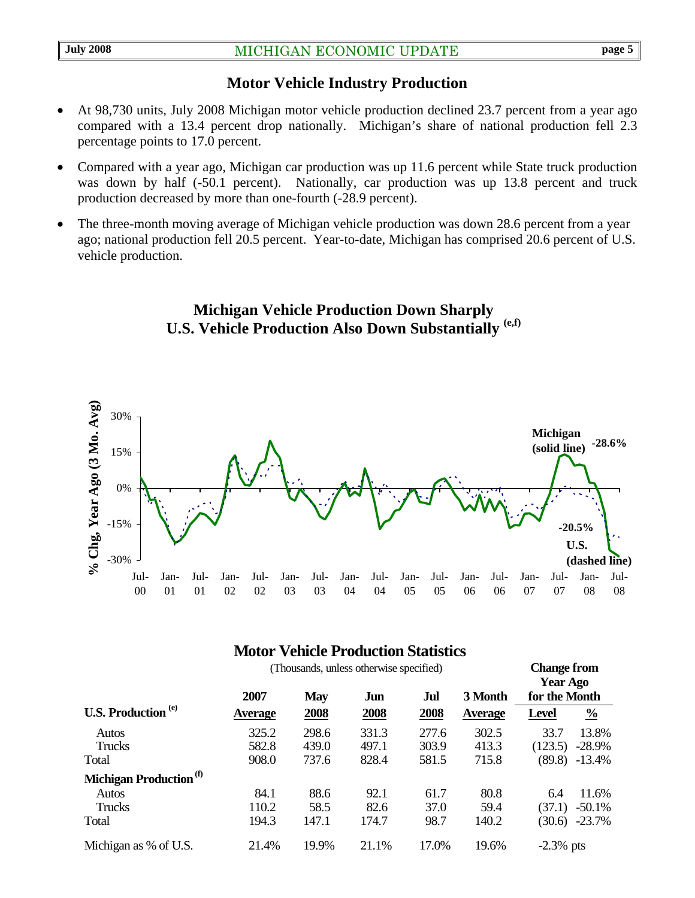## Motor Vehicle Industry Production

- At 98,730 units, July 2008 Michigan motor vehicle production declined 23.7 percent from a year ago compared with a 13.4 percent drop nationally. Michigan's share of national production fell 2.3 percentage points to 17.0 percent.
- Compared with a year ago, Michigan car production was up 11.6 percent while State truck production was down by half (-50.1 percent). Nationally, car production was up 13.8 percent and truck production decreased by more than one-fourth (-28.9 percent).
- The three-month moving average of Michigan vehicle production was down 28.6 percent from a year ago; national production fell 20.5 percent. Year-to-date, Michigan has comprised 20.6 percent of U.S. vehicle production.

### Michigan Vehicle Production Down Sharply U.S. Vehicle Production Also Down Substantially [(e,f)]

% Chg, Year Ago (3 Mo. Avg)

Michigan (solid line) -28.6%

U.S. (dashed line) -20.5%

Jul-00, Jan-01, Jul-01, Jan-02, Jul-02, Jan-03, Jul-03, Jan-04, Jul-04, Jan-05, Jul-05, Jan-06, Jul-06, Jan-07, Jul-07, Jan-08, Jul-08

### Motor Vehicle Production Statistics

(Thousands, unless otherwise specified)

| | 2007 | May | Jun | Jul | 3 Month | Change from Year Ago for the Month | |
|---|---|---|---|---|---|---|---|
| **U.S. Production [(e)]** | **Average** | **2008** | **2008** | **2008** | **Average** | **Level** | **%** |
| Autos | 325.2 | 298.6 | 331.3 | 277.6 | 302.5 | 33.7 | 13.8% |
| Trucks | 582.8 | 439.0 | 497.1 | 303.9 | 413.3 | (123.5) | -28.9% |
| Total | 908.0 | 737.6 | 828.4 | 581.5 | 715.8 | (89.8) | -13.4% |
| **Michigan Production [(f)]** | | | | | | | |
| Autos | 84.1 | 88.6 | 92.1 | 61.7 | 80.8 | 6.4 | 11.6% |
| Trucks | 110.2 | 58.5 | 82.6 | 37.0 | 59.4 | (37.1) | -50.1% |
| Total | 194.3 | 147.1 | 174.7 | 98.7 | 140.2 | (30.6) | -23.7% |
| Michigan as % of U.S. | 21.4% | 19.9% | 21.1% | 17.0% | 19.6% | -2.3% pts | |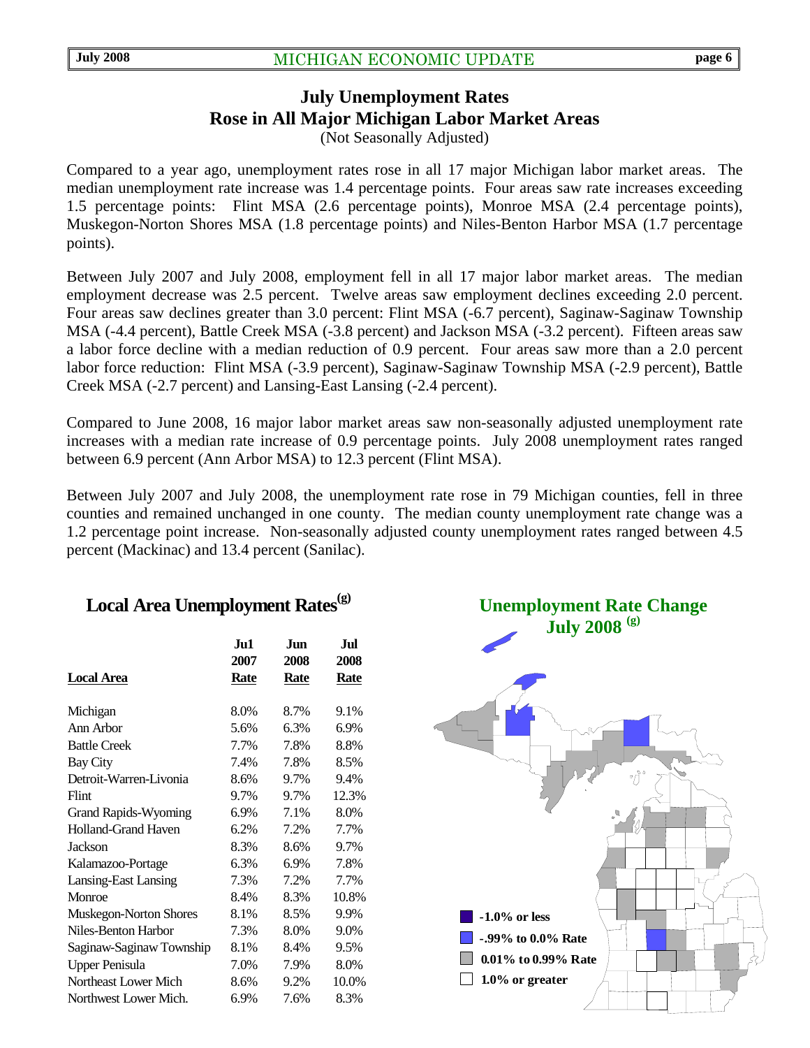## July Unemployment Rates Rose in All Major Michigan Labor Market Areas

(Not Seasonally Adjusted)

Compared to a year ago, unemployment rates rose in all 17 major Michigan labor market areas. The median unemployment rate increase was 1.4 percentage points. Four areas saw rate increases exceeding 1.5 percentage points: Flint MSA (2.6 percentage points), Monroe MSA (2.4 percentage points), Muskegon-Norton Shores MSA (1.8 percentage points) and Niles-Benton Harbor MSA (1.7 percentage points).

Between July 2007 and July 2008, employment fell in all 17 major labor market areas. The median employment decrease was 2.5 percent. Twelve areas saw employment declines exceeding 2.0 percent. Four areas saw declines greater than 3.0 percent: Flint MSA (-6.7 percent), Saginaw-Saginaw Township MSA (-4.4 percent), Battle Creek MSA (-3.8 percent) and Jackson MSA (-3.2 percent). Fifteen areas saw a labor force decline with a median reduction of 0.9 percent. Four areas saw more than a 2.0 percent labor force reduction: Flint MSA (-3.9 percent), Saginaw-Saginaw Township MSA (-2.9 percent), Battle Creek MSA (-2.7 percent) and Lansing-East Lansing (-2.4 percent).

Compared to June 2008, 16 major labor market areas saw non-seasonally adjusted unemployment rate increases with a median rate increase of 0.9 percentage points. July 2008 unemployment rates ranged between 6.9 percent (Ann Arbor MSA) to 12.3 percent (Flint MSA).

Between July 2007 and July 2008, the unemployment rate rose in 79 Michigan counties, fell in three counties and remained unchanged in one county. The median county unemployment rate change was a 1.2 percentage point increase. Non-seasonally adjusted county unemployment rates ranged between 4.5 percent (Mackinac) and 13.4 percent (Sanilac).

### Local Area Unemployment Rates(g)

| Local Area | Ju1 2007 Rate | Jun 2008 Rate | Jul 2008 Rate |
|---|---|---|---|
| Michigan | 8.0% | 8.7% | 9.1% |
| Ann Arbor | 5.6% | 6.3% | 6.9% |
| Battle Creek | 7.7% | 7.8% | 8.8% |
| Bay City | 7.4% | 7.8% | 8.5% |
| Detroit-Warren-Livonia | 8.6% | 9.7% | 9.4% |
| Flint | 9.7% | 9.7% | 12.3% |
| Grand Rapids-Wyoming | 6.9% | 7.1% | 8.0% |
| Holland-Grand Haven | 6.2% | 7.2% | 7.7% |
| Jackson | 8.3% | 8.6% | 9.7% |
| Kalamazoo-Portage | 6.3% | 6.9% | 7.8% |
| Lansing-East Lansing | 7.3% | 7.2% | 7.7% |
| Monroe | 8.4% | 8.3% | 10.8% |
| Muskegon-Norton Shores | 8.1% | 8.5% | 9.9% |
| Niles-Benton Harbor | 7.3% | 8.0% | 9.0% |
| Saginaw-Saginaw Township | 8.1% | 8.4% | 9.5% |
| Upper Penisula | 7.0% | 7.9% | 8.0% |
| Northeast Lower Mich | 8.6% | 9.2% | 10.0% |
| Northwest Lower Mich. | 6.9% | 7.6% | 8.3% |

### Unemployment Rate Change July 2008 (g)

- -1.0% or less
- -.99% to 0.0% Rate
- 0.01% to 0.99% Rate
- 1.0% or greater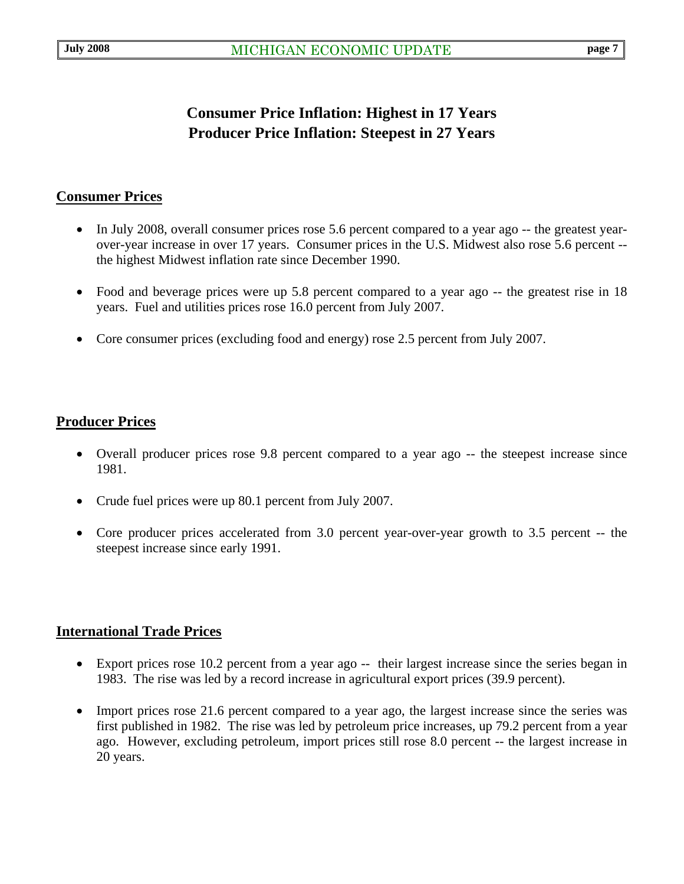# Consumer Price Inflation: Highest in 17 Years
# Producer Price Inflation: Steepest in 27 Years

## Consumer Prices

- In July 2008, overall consumer prices rose 5.6 percent compared to a year ago -- the greatest year-over-year increase in over 17 years. Consumer prices in the U.S. Midwest also rose 5.6 percent -- the highest Midwest inflation rate since December 1990.
- Food and beverage prices were up 5.8 percent compared to a year ago -- the greatest rise in 18 years. Fuel and utilities prices rose 16.0 percent from July 2007.
- Core consumer prices (excluding food and energy) rose 2.5 percent from July 2007.

## Producer Prices

- Overall producer prices rose 9.8 percent compared to a year ago -- the steepest increase since 1981.
- Crude fuel prices were up 80.1 percent from July 2007.
- Core producer prices accelerated from 3.0 percent year-over-year growth to 3.5 percent -- the steepest increase since early 1991.

## International Trade Prices

- Export prices rose 10.2 percent from a year ago -- their largest increase since the series began in 1983. The rise was led by a record increase in agricultural export prices (39.9 percent).
- Import prices rose 21.6 percent compared to a year ago, the largest increase since the series was first published in 1982. The rise was led by petroleum price increases, up 79.2 percent from a year ago. However, excluding petroleum, import prices still rose 8.0 percent -- the largest increase in 20 years.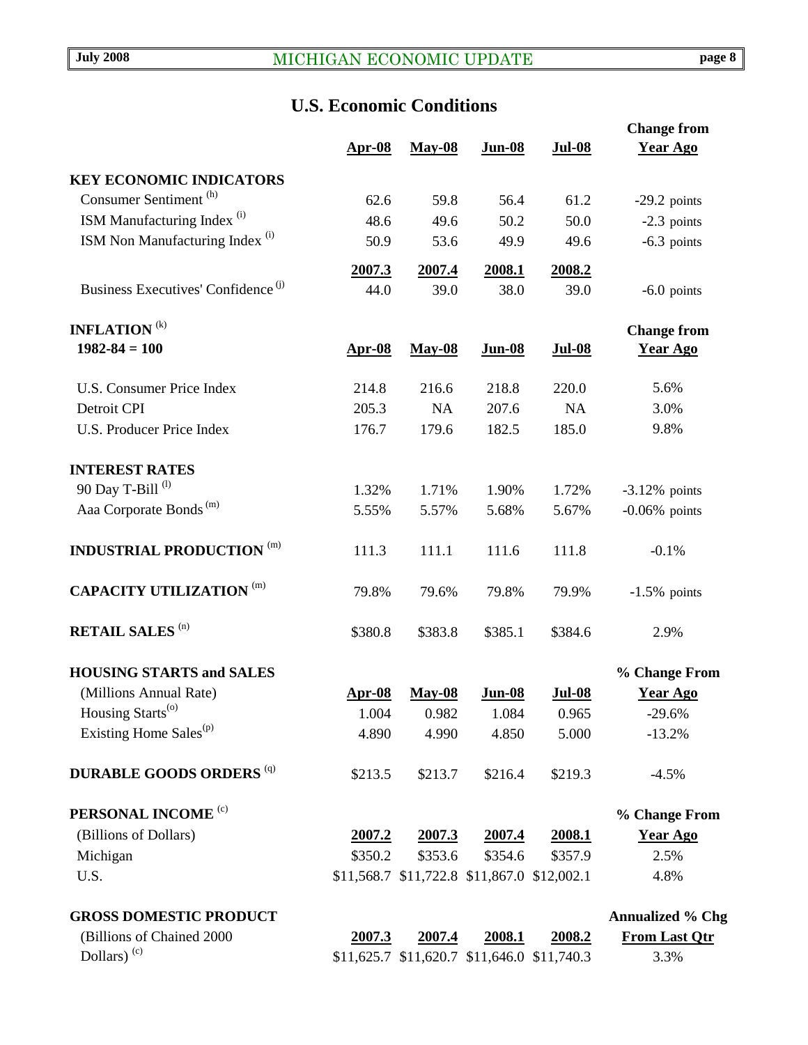# U.S. Economic Conditions

| | Apr-08 | May-08 | Jun-08 | Jul-08 | Change from Year Ago |
|---|---|---|---|---|---|
| **KEY ECONOMIC INDICATORS** | | | | | |
| Consumer Sentiment [(h)] | 62.6 | 59.8 | 56.4 | 61.2 | -29.2 points |
| ISM Manufacturing Index [(i)] | 48.6 | 49.6 | 50.2 | 50.0 | -2.3 points |
| ISM Non Manufacturing Index [(i)] | 50.9 | 53.6 | 49.9 | 49.6 | -6.3 points |
| | **2007.3** | **2007.4** | **2008.1** | **2008.2** | |
| Business Executives' Confidence [(j)] | 44.0 | 39.0 | 38.0 | 39.0 | -6.0 points |

| **INFLATION** [(k)] 1982-84 = 100 | Apr-08 | May-08 | Jun-08 | Jul-08 | Change from Year Ago |
|---|---|---|---|---|---|
| U.S. Consumer Price Index | 214.8 | 216.6 | 218.8 | 220.0 | 5.6% |
| Detroit CPI | 205.3 | NA | 207.6 | NA | 3.0% |
| U.S. Producer Price Index | 176.7 | 179.6 | 182.5 | 185.0 | 9.8% |
| **INTEREST RATES** | | | | | |
| 90 Day T-Bill [(l)] | 1.32% | 1.71% | 1.90% | 1.72% | -3.12% points |
| Aaa Corporate Bonds [(m)] | 5.55% | 5.57% | 5.68% | 5.67% | -0.06% points |
| **INDUSTRIAL PRODUCTION** [(m)] | 111.3 | 111.1 | 111.6 | 111.8 | -0.1% |
| **CAPACITY UTILIZATION** [(m)] | 79.8% | 79.6% | 79.8% | 79.9% | -1.5% points |
| **RETAIL SALES** [(n)] | $380.8 | $383.8 | $385.1 | $384.6 | 2.9% |

| **HOUSING STARTS and SALES** (Millions Annual Rate) | Apr-08 | May-08 | Jun-08 | Jul-08 | % Change From Year Ago |
|---|---|---|---|---|---|
| Housing Starts [(o)] | 1.004 | 0.982 | 1.084 | 0.965 | -29.6% |
| Existing Home Sales [(p)] | 4.890 | 4.990 | 4.850 | 5.000 | -13.2% |
| **DURABLE GOODS ORDERS** [(q)] | $213.5 | $213.7 | $216.4 | $219.3 | -4.5% |

| **PERSONAL INCOME** [(c)] (Billions of Dollars) | 2007.2 | 2007.3 | 2007.4 | 2008.1 | % Change From Year Ago |
|---|---|---|---|---|---|
| Michigan | $350.2 | $353.6 | $354.6 | $357.9 | 2.5% |
| U.S. | $11,568.7 | $11,722.8 | $11,867.0 | $12,002.1 | 4.8% |

| **GROSS DOMESTIC PRODUCT** (Billions of Chained 2000 Dollars) [(c)] | 2007.3 | 2007.4 | 2008.1 | 2008.2 | Annualized % Chg From Last Qtr |
|---|---|---|---|---|---|
| | $11,625.7 | $11,620.7 | $11,646.0 | $11,740.3 | 3.3% |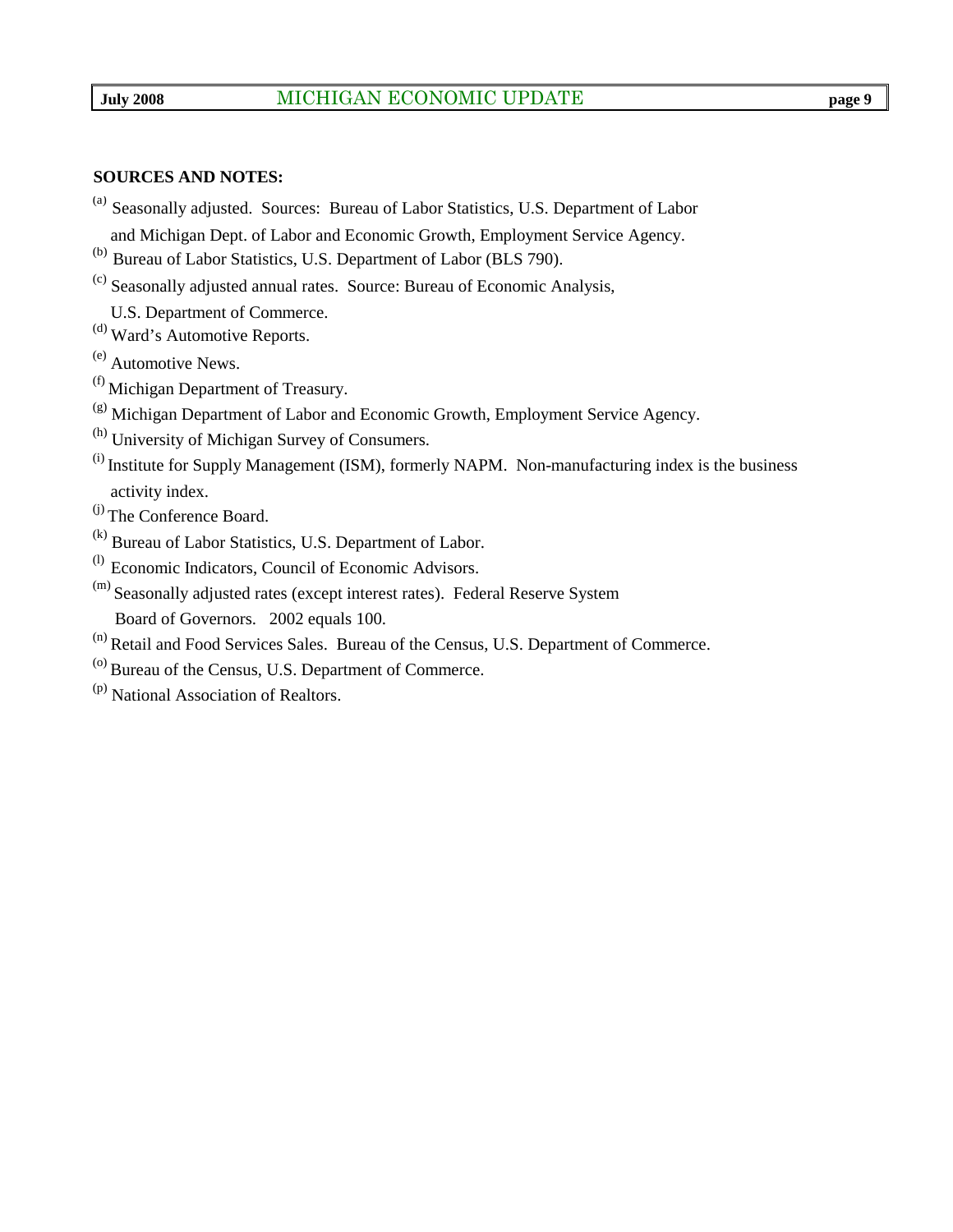**SOURCES AND NOTES:**

[a] Seasonally adjusted. Sources: Bureau of Labor Statistics, U.S. Department of Labor and Michigan Dept. of Labor and Economic Growth, Employment Service Agency.

[b] Bureau of Labor Statistics, U.S. Department of Labor (BLS 790).

[c] Seasonally adjusted annual rates. Source: Bureau of Economic Analysis, U.S. Department of Commerce.

[d] Ward's Automotive Reports.

[e] Automotive News.

[f] Michigan Department of Treasury.

[g] Michigan Department of Labor and Economic Growth, Employment Service Agency.

[h] University of Michigan Survey of Consumers.

[i] Institute for Supply Management (ISM), formerly NAPM. Non-manufacturing index is the business activity index.

[j] The Conference Board.

[k] Bureau of Labor Statistics, U.S. Department of Labor.

[l] Economic Indicators, Council of Economic Advisors.

[m] Seasonally adjusted rates (except interest rates). Federal Reserve System Board of Governors. 2002 equals 100.

[n] Retail and Food Services Sales. Bureau of the Census, U.S. Department of Commerce.

[o] Bureau of the Census, U.S. Department of Commerce.

[p] National Association of Realtors.